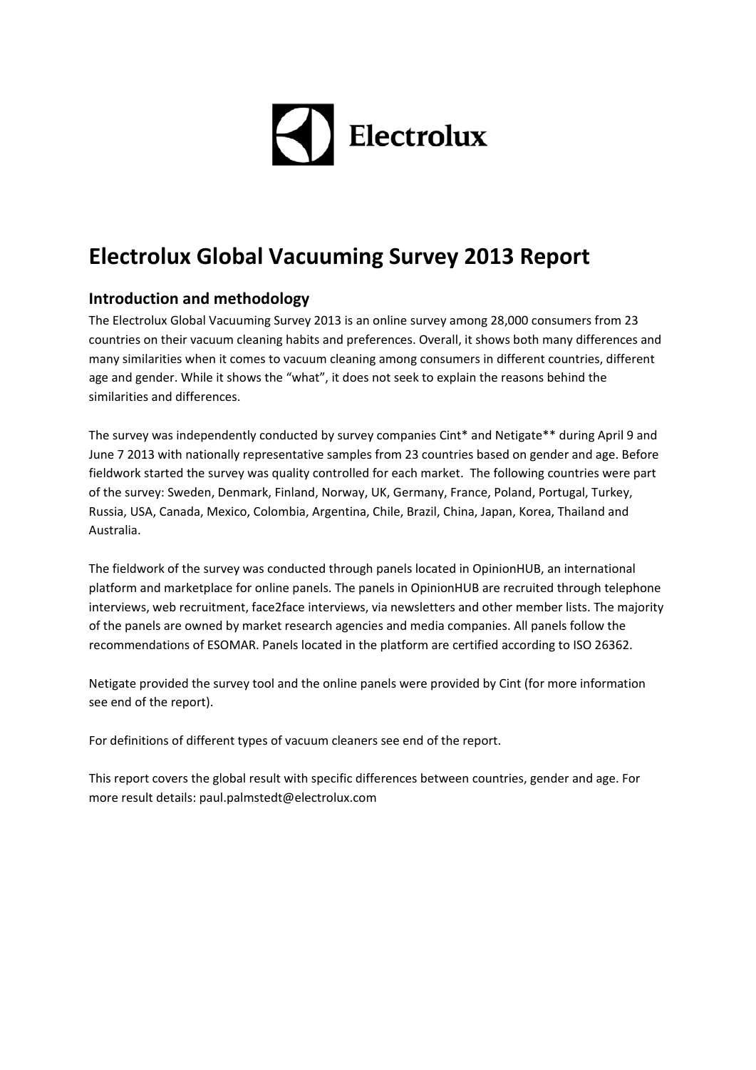Electrolux

# Electrolux Global Vacuuming Survey 2013 Report

## Introduction and methodology

The Electrolux Global Vacuuming Survey 2013 is an online survey among 28,000 consumers from 23 countries on their vacuum cleaning habits and preferences. Overall, it shows both many differences and many similarities when it comes to vacuum cleaning among consumers in different countries, different age and gender. While it shows the "what", it does not seek to explain the reasons behind the similarities and differences.

The survey was independently conducted by survey companies Cint* and Netigate** during April 9 and June 7 2013 with nationally representative samples from 23 countries based on gender and age. Before fieldwork started the survey was quality controlled for each market. The following countries were part of the survey: Sweden, Denmark, Finland, Norway, UK, Germany, France, Poland, Portugal, Turkey, Russia, USA, Canada, Mexico, Colombia, Argentina, Chile, Brazil, China, Japan, Korea, Thailand and Australia.

The fieldwork of the survey was conducted through panels located in OpinionHUB, an international platform and marketplace for online panels. The panels in OpinionHUB are recruited through telephone interviews, web recruitment, face2face interviews, via newsletters and other member lists. The majority of the panels are owned by market research agencies and media companies. All panels follow the recommendations of ESOMAR. Panels located in the platform are certified according to ISO 26362.

Netigate provided the survey tool and the online panels were provided by Cint (for more information see end of the report).

For definitions of different types of vacuum cleaners see end of the report.

This report covers the global result with specific differences between countries, gender and age. For more result details: paul.palmstedt@electrolux.com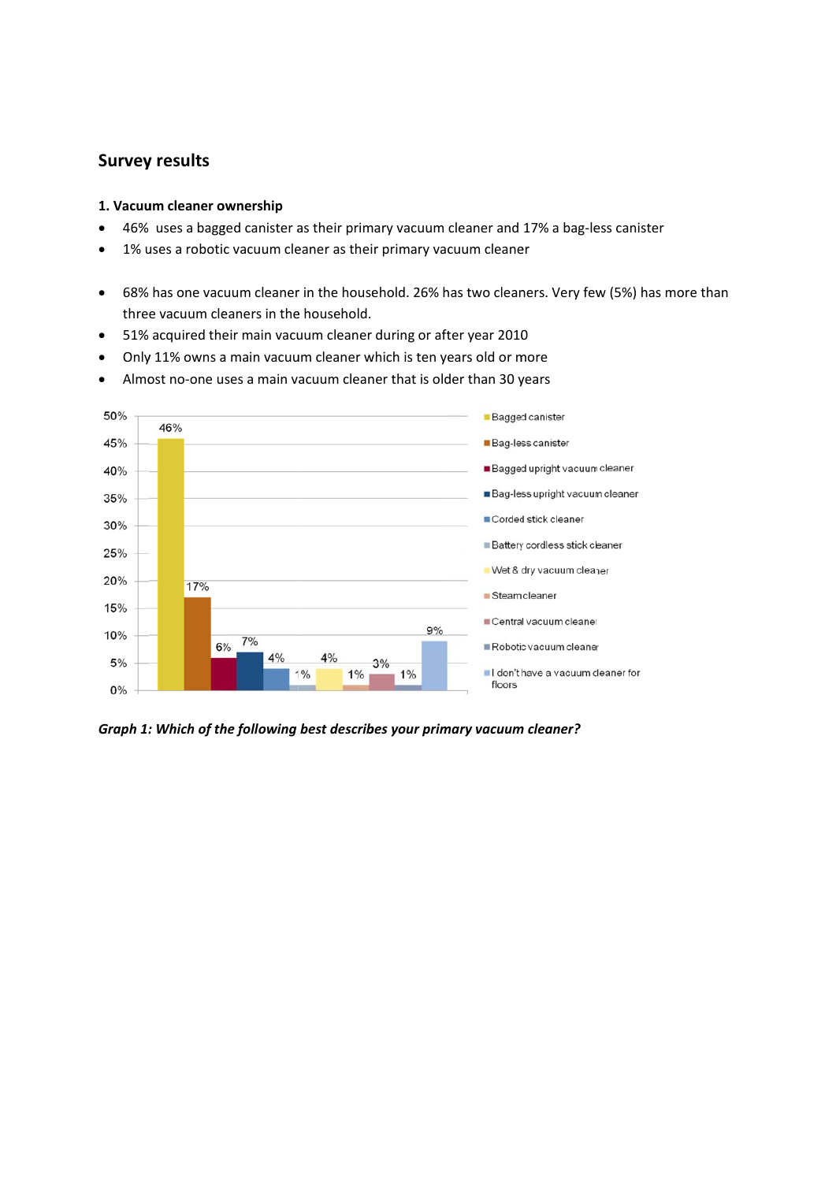## Survey results

### 1. Vacuum cleaner ownership

- 46% uses a bagged canister as their primary vacuum cleaner and 17% a bag-less canister
- 1% uses a robotic vacuum cleaner as their primary vacuum cleaner

- 68% has one vacuum cleaner in the household. 26% has two cleaners. Very few (5%) has more than three vacuum cleaners in the household.
- 51% acquired their main vacuum cleaner during or after year 2010
- Only 11% owns a main vacuum cleaner which is ten years old or more
- Almost no-one uses a main vacuum cleaner that is older than 30 years

| Primary vacuum cleaner | Share |
|---|---|
| Bagged canister | 46% |
| Bag-less canister | 17% |
| Bagged upright vacuum cleaner | 6% |
| Bag-less upright vacuum cleaner | 7% |
| Corded stick cleaner | 4% |
| Battery cordless stick cleaner | 1% |
| Wet & dry vacuum cleaner | 4% |
| Steam cleaner | 1% |
| Central vacuum cleaner | 3% |
| Robotic vacuum cleaner | 1% |
| I don't have a vacuum cleaner for floors | 9% |

***Graph 1: Which of the following best describes your primary vacuum cleaner?***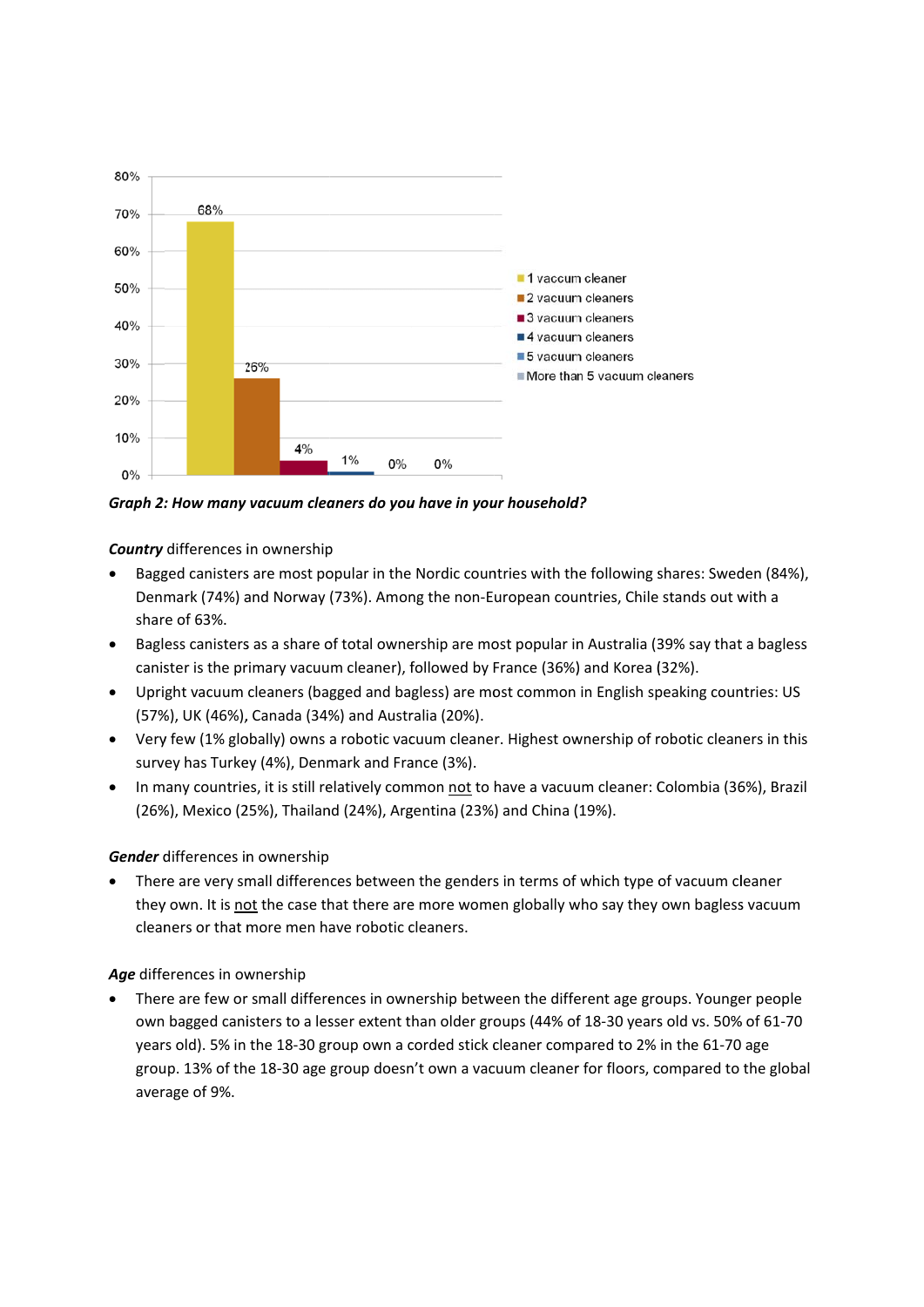*Graph 2: How many vacuum cleaners do you have in your household?*

***Country*** differences in ownership

- Bagged canisters are most popular in the Nordic countries with the following shares: Sweden (84%), Denmark (74%) and Norway (73%). Among the non-European countries, Chile stands out with a share of 63%.
- Bagless canisters as a share of total ownership are most popular in Australia (39% say that a bagless canister is the primary vacuum cleaner), followed by France (36%) and Korea (32%).
- Upright vacuum cleaners (bagged and bagless) are most common in English speaking countries: US (57%), UK (46%), Canada (34%) and Australia (20%).
- Very few (1% globally) owns a robotic vacuum cleaner. Highest ownership of robotic cleaners in this survey has Turkey (4%), Denmark and France (3%).
- In many countries, it is still relatively common not to have a vacuum cleaner: Colombia (36%), Brazil (26%), Mexico (25%), Thailand (24%), Argentina (23%) and China (19%).

***Gender*** differences in ownership

- There are very small differences between the genders in terms of which type of vacuum cleaner they own. It is not the case that there are more women globally who say they own bagless vacuum cleaners or that more men have robotic cleaners.

***Age*** differences in ownership

- There are few or small differences in ownership between the different age groups. Younger people own bagged canisters to a lesser extent than older groups (44% of 18-30 years old vs. 50% of 61-70 years old). 5% in the 18-30 group own a corded stick cleaner compared to 2% in the 61-70 age group. 13% of the 18-30 age group doesn't own a vacuum cleaner for floors, compared to the global average of 9%.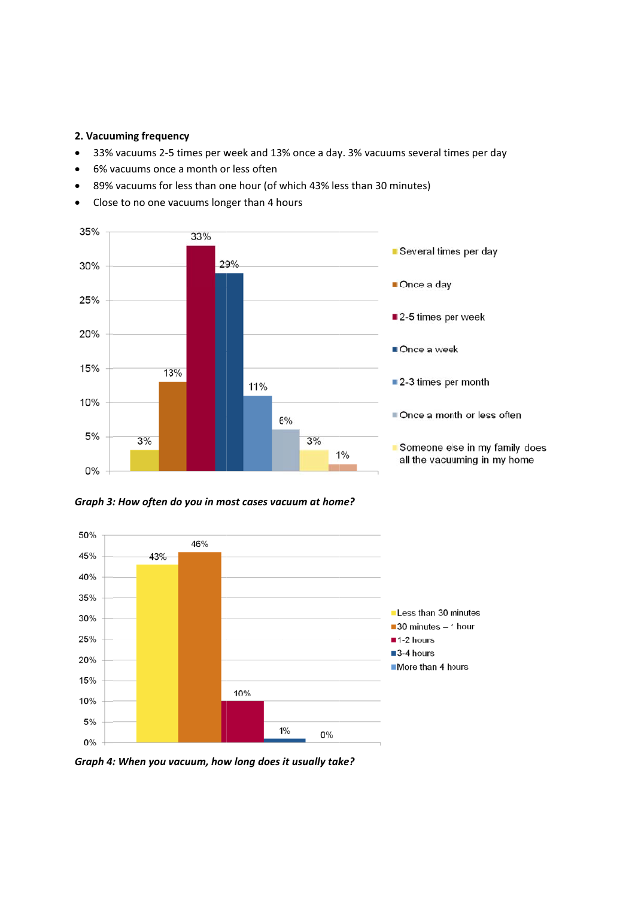**2. Vacuuming frequency**

- 33% vacuums 2-5 times per week and 13% once a day. 3% vacuums several times per day
- 6% vacuums once a month or less often
- 89% vacuums for less than one hour (of which 43% less than 30 minutes)
- Close to no one vacuums longer than 4 hours

*Graph 3: How often do you in most cases vacuum at home?*

*Graph 4: When you vacuum, how long does it usually take?*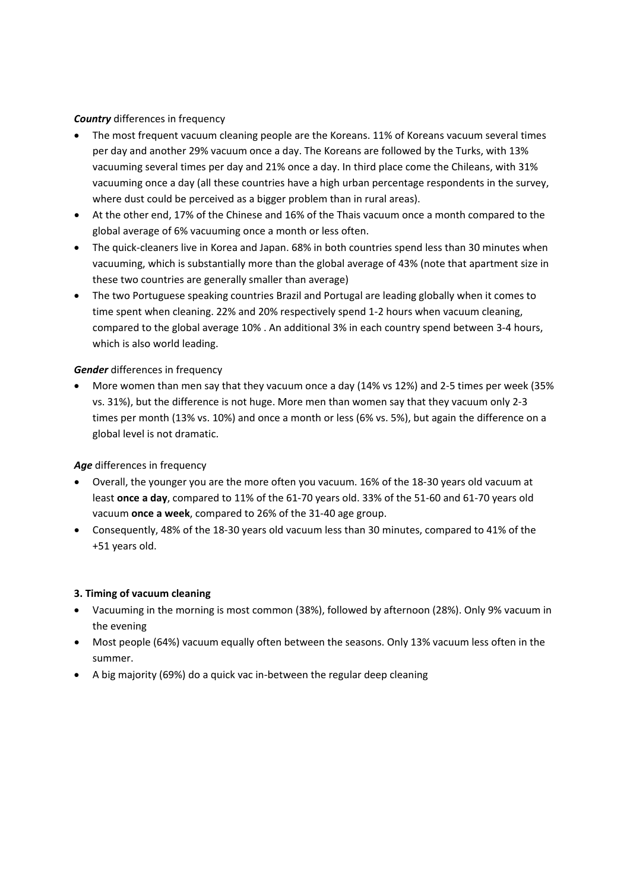***Country*** differences in frequency

- The most frequent vacuum cleaning people are the Koreans. 11% of Koreans vacuum several times per day and another 29% vacuum once a day. The Koreans are followed by the Turks, with 13% vacuuming several times per day and 21% once a day. In third place come the Chileans, with 31% vacuuming once a day (all these countries have a high urban percentage respondents in the survey, where dust could be perceived as a bigger problem than in rural areas).
- At the other end, 17% of the Chinese and 16% of the Thais vacuum once a month compared to the global average of 6% vacuuming once a month or less often.
- The quick-cleaners live in Korea and Japan. 68% in both countries spend less than 30 minutes when vacuuming, which is substantially more than the global average of 43% (note that apartment size in these two countries are generally smaller than average)
- The two Portuguese speaking countries Brazil and Portugal are leading globally when it comes to time spent when cleaning. 22% and 20% respectively spend 1-2 hours when vacuum cleaning, compared to the global average 10% . An additional 3% in each country spend between 3-4 hours, which is also world leading.

***Gender*** differences in frequency

- More women than men say that they vacuum once a day (14% vs 12%) and 2-5 times per week (35% vs. 31%), but the difference is not huge. More men than women say that they vacuum only 2-3 times per month (13% vs. 10%) and once a month or less (6% vs. 5%), but again the difference on a global level is not dramatic.

***Age*** differences in frequency

- Overall, the younger you are the more often you vacuum. 16% of the 18-30 years old vacuum at least **once a day**, compared to 11% of the 61-70 years old. 33% of the 51-60 and 61-70 years old vacuum **once a week**, compared to 26% of the 31-40 age group.
- Consequently, 48% of the 18-30 years old vacuum less than 30 minutes, compared to 41% of the +51 years old.

**3. Timing of vacuum cleaning**

- Vacuuming in the morning is most common (38%), followed by afternoon (28%). Only 9% vacuum in the evening
- Most people (64%) vacuum equally often between the seasons. Only 13% vacuum less often in the summer.
- A big majority (69%) do a quick vac in-between the regular deep cleaning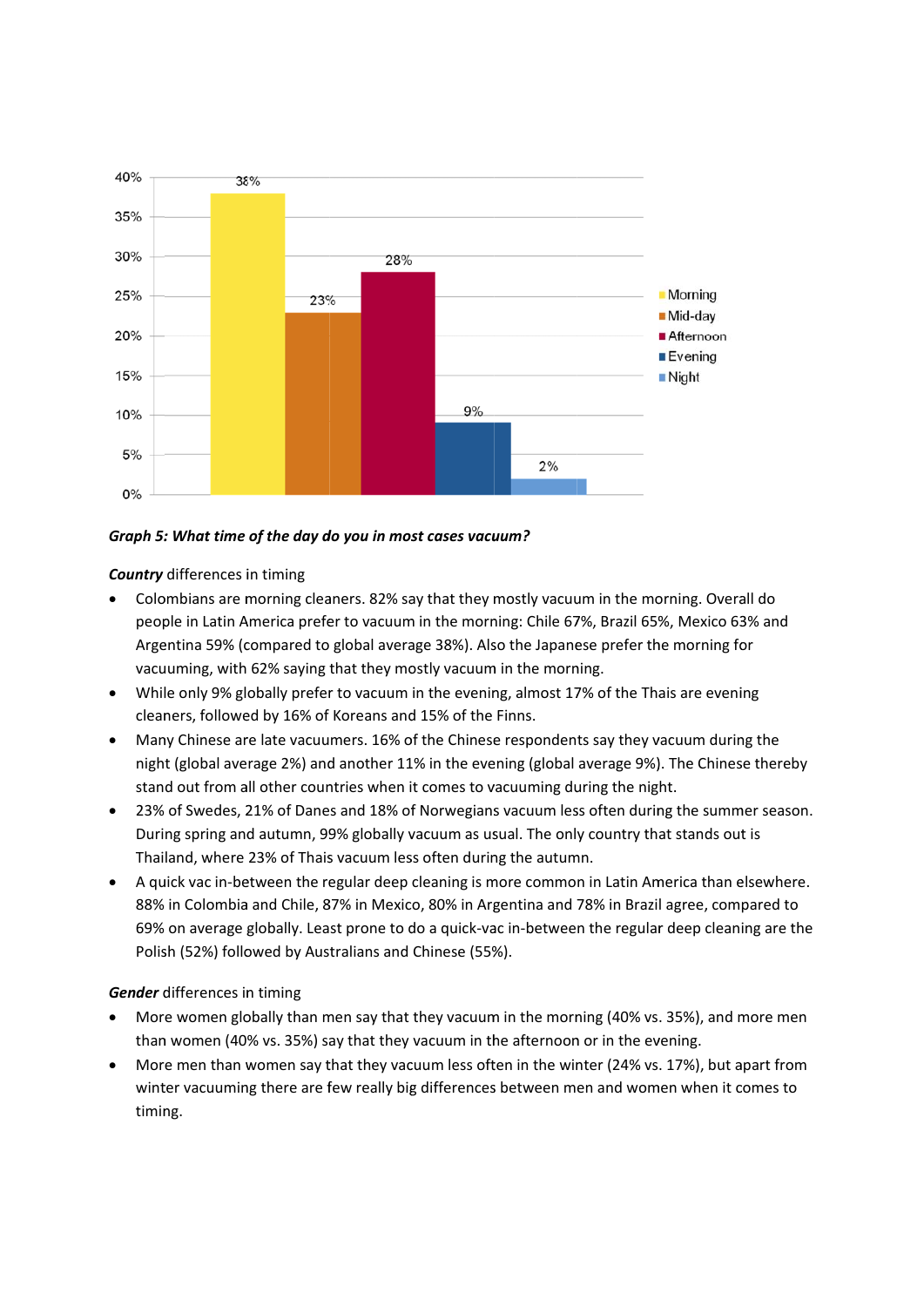*Graph 5: What time of the day do you in most cases vacuum?*

***Country*** differences in timing

- Colombians are morning cleaners. 82% say that they mostly vacuum in the morning. Overall do people in Latin America prefer to vacuum in the morning: Chile 67%, Brazil 65%, Mexico 63% and Argentina 59% (compared to global average 38%). Also the Japanese prefer the morning for vacuuming, with 62% saying that they mostly vacuum in the morning.
- While only 9% globally prefer to vacuum in the evening, almost 17% of the Thais are evening cleaners, followed by 16% of Koreans and 15% of the Finns.
- Many Chinese are late vacuumers. 16% of the Chinese respondents say they vacuum during the night (global average 2%) and another 11% in the evening (global average 9%). The Chinese thereby stand out from all other countries when it comes to vacuuming during the night.
- 23% of Swedes, 21% of Danes and 18% of Norwegians vacuum less often during the summer season. During spring and autumn, 99% globally vacuum as usual. The only country that stands out is Thailand, where 23% of Thais vacuum less often during the autumn.
- A quick vac in-between the regular deep cleaning is more common in Latin America than elsewhere. 88% in Colombia and Chile, 87% in Mexico, 80% in Argentina and 78% in Brazil agree, compared to 69% on average globally. Least prone to do a quick-vac in-between the regular deep cleaning are the Polish (52%) followed by Australians and Chinese (55%).

***Gender*** differences in timing

- More women globally than men say that they vacuum in the morning (40% vs. 35%), and more men than women (40% vs. 35%) say that they vacuum in the afternoon or in the evening.
- More men than women say that they vacuum less often in the winter (24% vs. 17%), but apart from winter vacuuming there are few really big differences between men and women when it comes to timing.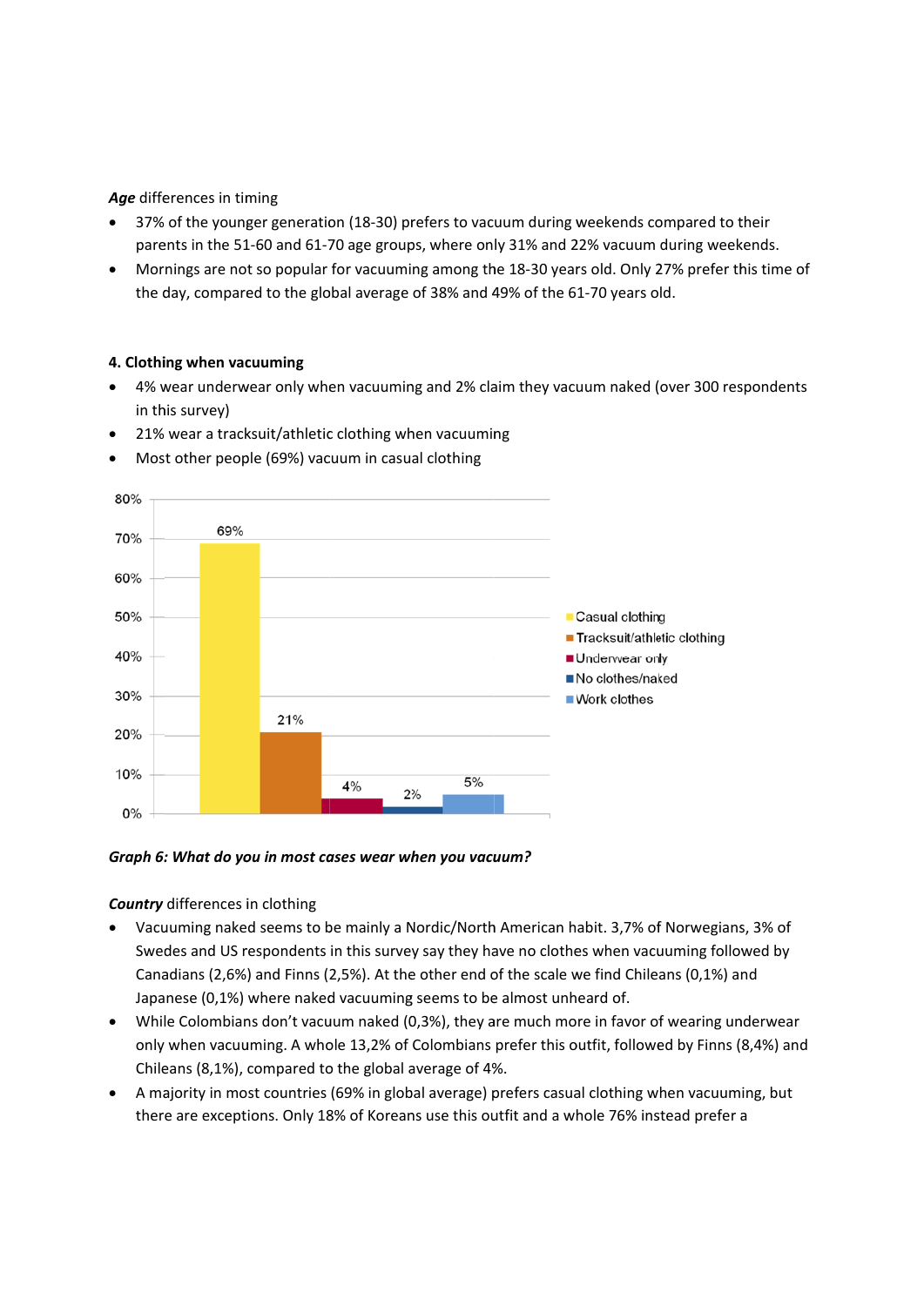***Age*** differences in timing

- 37% of the younger generation (18-30) prefers to vacuum during weekends compared to their parents in the 51-60 and 61-70 age groups, where only 31% and 22% vacuum during weekends.
- Mornings are not so popular for vacuuming among the 18-30 years old. Only 27% prefer this time of the day, compared to the global average of 38% and 49% of the 61-70 years old.

**4. Clothing when vacuuming**

- 4% wear underwear only when vacuuming and 2% claim they vacuum naked (over 300 respondents in this survey)
- 21% wear a tracksuit/athletic clothing when vacuuming
- Most other people (69%) vacuum in casual clothing

| Clothing | Share |
|---|---|
| Casual clothing | 69% |
| Tracksuit/athletic clothing | 21% |
| Underwear only | 4% |
| No clothes/naked | 2% |
| Work clothes | 5% |

***Graph 6: What do you in most cases wear when you vacuum?***

***Country*** differences in clothing

- Vacuuming naked seems to be mainly a Nordic/North American habit. 3,7% of Norwegians, 3% of Swedes and US respondents in this survey say they have no clothes when vacuuming followed by Canadians (2,6%) and Finns (2,5%). At the other end of the scale we find Chileans (0,1%) and Japanese (0,1%) where naked vacuuming seems to be almost unheard of.
- While Colombians don't vacuum naked (0,3%), they are much more in favor of wearing underwear only when vacuuming. A whole 13,2% of Colombians prefer this outfit, followed by Finns (8,4%) and Chileans (8,1%), compared to the global average of 4%.
- A majority in most countries (69% in global average) prefers casual clothing when vacuuming, but there are exceptions. Only 18% of Koreans use this outfit and a whole 76% instead prefer a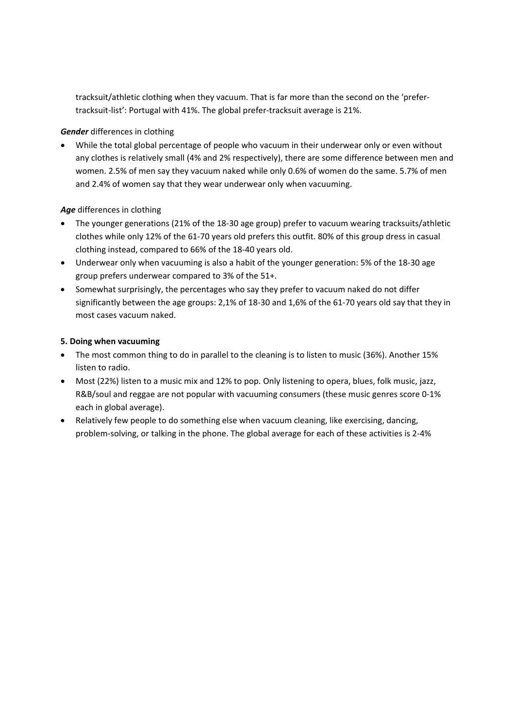tracksuit/athletic clothing when they vacuum. That is far more than the second on the 'prefer-tracksuit-list': Portugal with 41%. The global prefer-tracksuit average is 21%.

***Gender*** differences in clothing

- While the total global percentage of people who vacuum in their underwear only or even without any clothes is relatively small (4% and 2% respectively), there are some difference between men and women. 2.5% of men say they vacuum naked while only 0.6% of women do the same. 5.7% of men and 2.4% of women say that they wear underwear only when vacuuming.

***Age*** differences in clothing

- The younger generations (21% of the 18-30 age group) prefer to vacuum wearing tracksuits/athletic clothes while only 12% of the 61-70 years old prefers this outfit. 80% of this group dress in casual clothing instead, compared to 66% of the 18-40 years old.
- Underwear only when vacuuming is also a habit of the younger generation: 5% of the 18-30 age group prefers underwear compared to 3% of the 51+.
- Somewhat surprisingly, the percentages who say they prefer to vacuum naked do not differ significantly between the age groups: 2,1% of 18-30 and 1,6% of the 61-70 years old say that they in most cases vacuum naked.

**5. Doing when vacuuming**

- The most common thing to do in parallel to the cleaning is to listen to music (36%). Another 15% listen to radio.
- Most (22%) listen to a music mix and 12% to pop. Only listening to opera, blues, folk music, jazz, R&B/soul and reggae are not popular with vacuuming consumers (these music genres score 0-1% each in global average).
- Relatively few people to do something else when vacuum cleaning, like exercising, dancing, problem-solving, or talking in the phone. The global average for each of these activities is 2-4%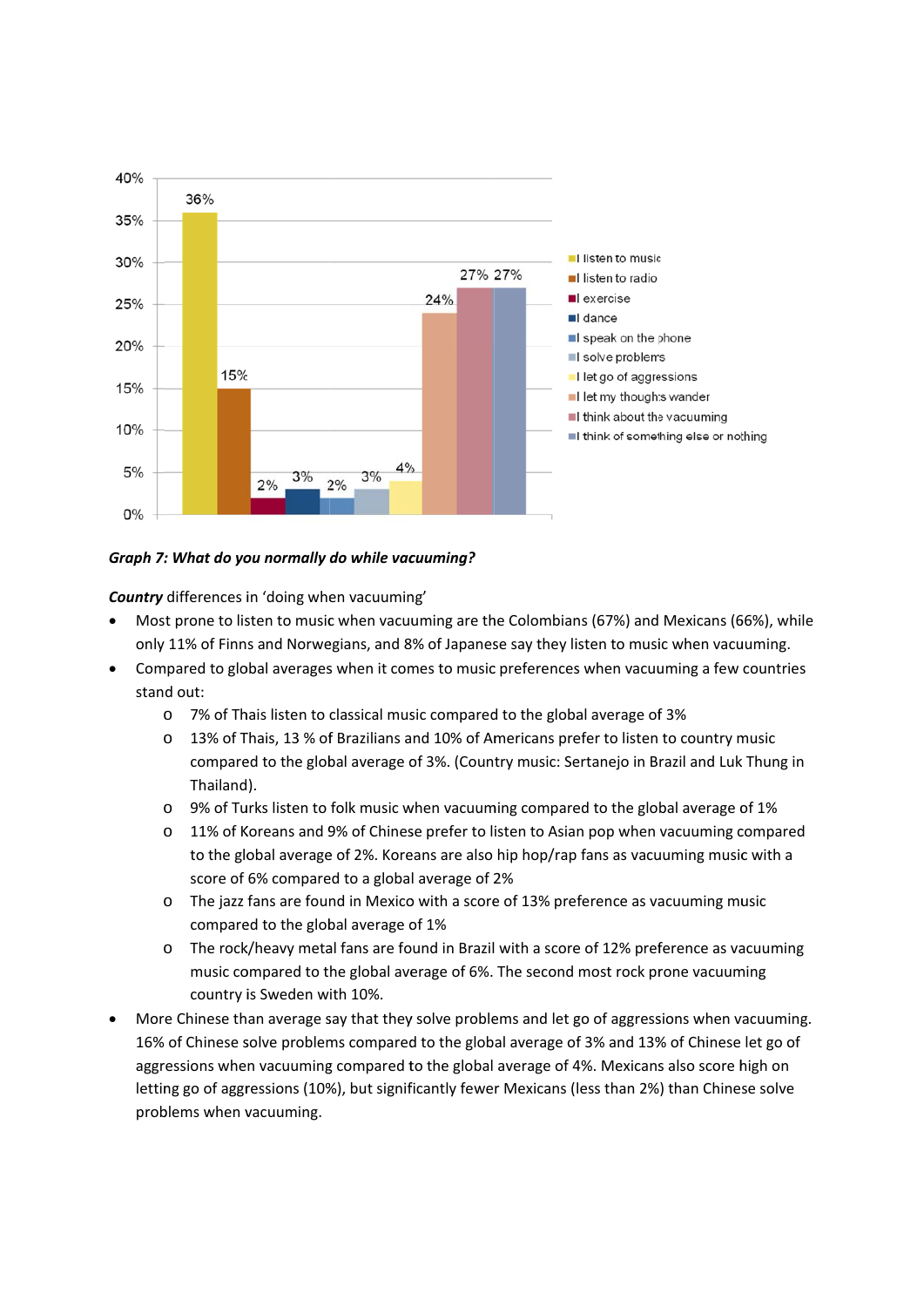*Graph 7: What do you normally do while vacuuming?*

***Country*** differences in 'doing when vacuuming'

- Most prone to listen to music when vacuuming are the Colombians (67%) and Mexicans (66%), while only 11% of Finns and Norwegians, and 8% of Japanese say they listen to music when vacuuming.
- Compared to global averages when it comes to music preferences when vacuuming a few countries stand out:
  - 7% of Thais listen to classical music compared to the global average of 3%
  - 13% of Thais, 13 % of Brazilians and 10% of Americans prefer to listen to country music compared to the global average of 3%. (Country music: Sertanejo in Brazil and Luk Thung in Thailand).
  - 9% of Turks listen to folk music when vacuuming compared to the global average of 1%
  - 11% of Koreans and 9% of Chinese prefer to listen to Asian pop when vacuuming compared to the global average of 2%. Koreans are also hip hop/rap fans as vacuuming music with a score of 6% compared to a global average of 2%
  - The jazz fans are found in Mexico with a score of 13% preference as vacuuming music compared to the global average of 1%
  - The rock/heavy metal fans are found in Brazil with a score of 12% preference as vacuuming music compared to the global average of 6%. The second most rock prone vacuuming country is Sweden with 10%.
- More Chinese than average say that they solve problems and let go of aggressions when vacuuming. 16% of Chinese solve problems compared to the global average of 3% and 13% of Chinese let go of aggressions when vacuuming compared to the global average of 4%. Mexicans also score high on letting go of aggressions (10%), but significantly fewer Mexicans (less than 2%) than Chinese solve problems when vacuuming.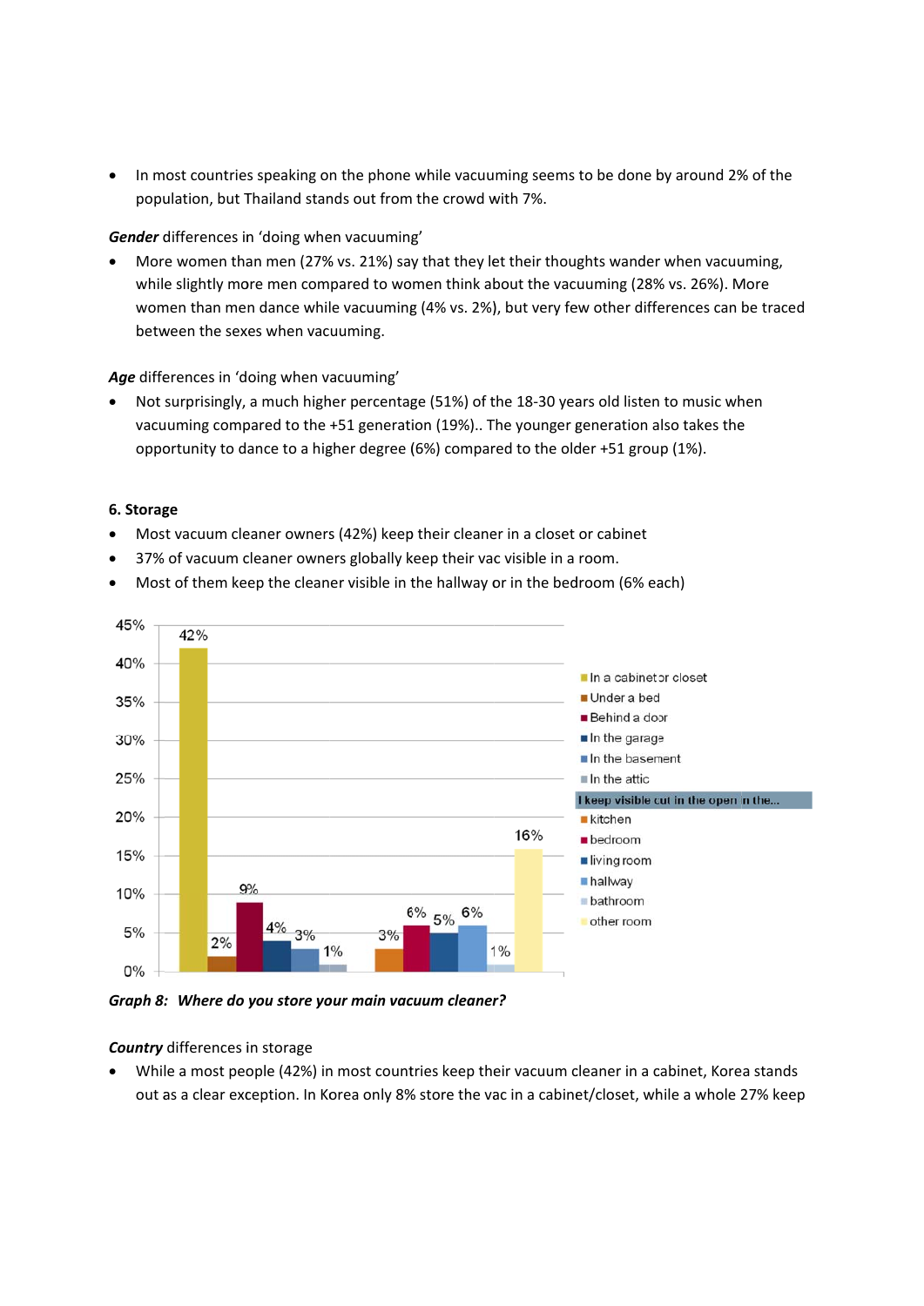- In most countries speaking on the phone while vacuuming seems to be done by around 2% of the population, but Thailand stands out from the crowd with 7%.

***Gender*** differences in 'doing when vacuuming'

- More women than men (27% vs. 21%) say that they let their thoughts wander when vacuuming, while slightly more men compared to women think about the vacuuming (28% vs. 26%). More women than men dance while vacuuming (4% vs. 2%), but very few other differences can be traced between the sexes when vacuuming.

***Age*** differences in 'doing when vacuuming'

- Not surprisingly, a much higher percentage (51%) of the 18-30 years old listen to music when vacuuming compared to the +51 generation (19%).. The younger generation also takes the opportunity to dance to a higher degree (6%) compared to the older +51 group (1%).

**6. Storage**

- Most vacuum cleaner owners (42%) keep their cleaner in a closet or cabinet
- 37% of vacuum cleaner owners globally keep their vac visible in a room.
- Most of them keep the cleaner visible in the hallway or in the bedroom (6% each)

| Storage location | % |
|---|---|
| In a cabinet or closet | 42% |
| Under a bed | 2% |
| Behind a door | 9% |
| In the garage | 4% |
| In the basement | 3% |
| In the attic | 1% |
| **I keep visible out in the open in the...** | |
| kitchen | 3% |
| bedroom | 6% |
| living room | 5% |
| hallway | 6% |
| bathroom | 1% |
| other room | 16% |

***Graph 8: Where do you store your main vacuum cleaner?***

***Country*** differences in storage

- While a most people (42%) in most countries keep their vacuum cleaner in a cabinet, Korea stands out as a clear exception. In Korea only 8% store the vac in a cabinet/closet, while a whole 27% keep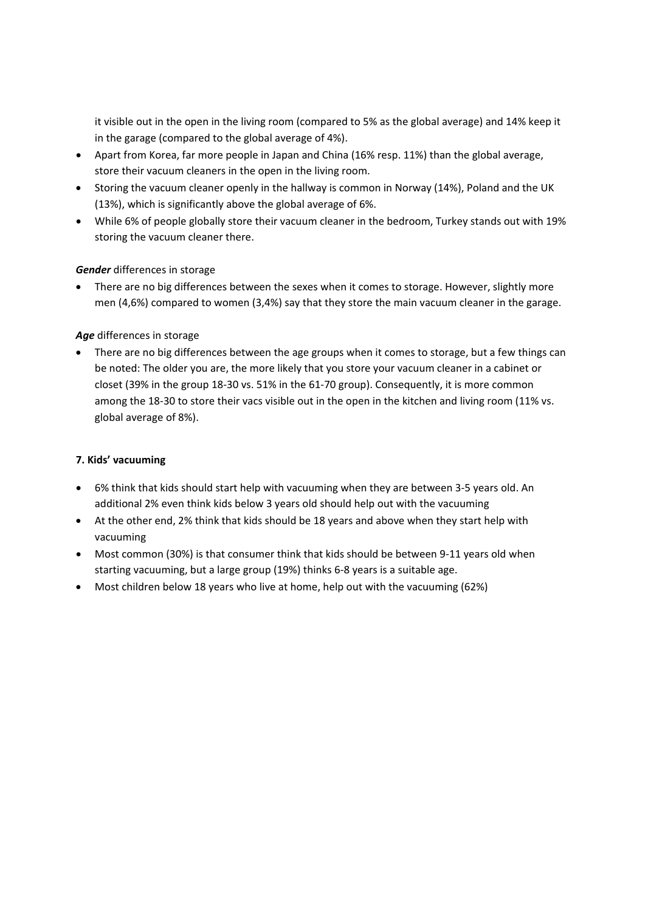it visible out in the open in the living room (compared to 5% as the global average) and 14% keep it in the garage (compared to the global average of 4%).

- Apart from Korea, far more people in Japan and China (16% resp. 11%) than the global average, store their vacuum cleaners in the open in the living room.
- Storing the vacuum cleaner openly in the hallway is common in Norway (14%), Poland and the UK (13%), which is significantly above the global average of 6%.
- While 6% of people globally store their vacuum cleaner in the bedroom, Turkey stands out with 19% storing the vacuum cleaner there.

***Gender*** differences in storage

- There are no big differences between the sexes when it comes to storage. However, slightly more men (4,6%) compared to women (3,4%) say that they store the main vacuum cleaner in the garage.

***Age*** differences in storage

- There are no big differences between the age groups when it comes to storage, but a few things can be noted: The older you are, the more likely that you store your vacuum cleaner in a cabinet or closet (39% in the group 18-30 vs. 51% in the 61-70 group). Consequently, it is more common among the 18-30 to store their vacs visible out in the open in the kitchen and living room (11% vs. global average of 8%).

**7. Kids' vacuuming**

- 6% think that kids should start help with vacuuming when they are between 3-5 years old. An additional 2% even think kids below 3 years old should help out with the vacuuming
- At the other end, 2% think that kids should be 18 years and above when they start help with vacuuming
- Most common (30%) is that consumer think that kids should be between 9-11 years old when starting vacuuming, but a large group (19%) thinks 6-8 years is a suitable age.
- Most children below 18 years who live at home, help out with the vacuuming (62%)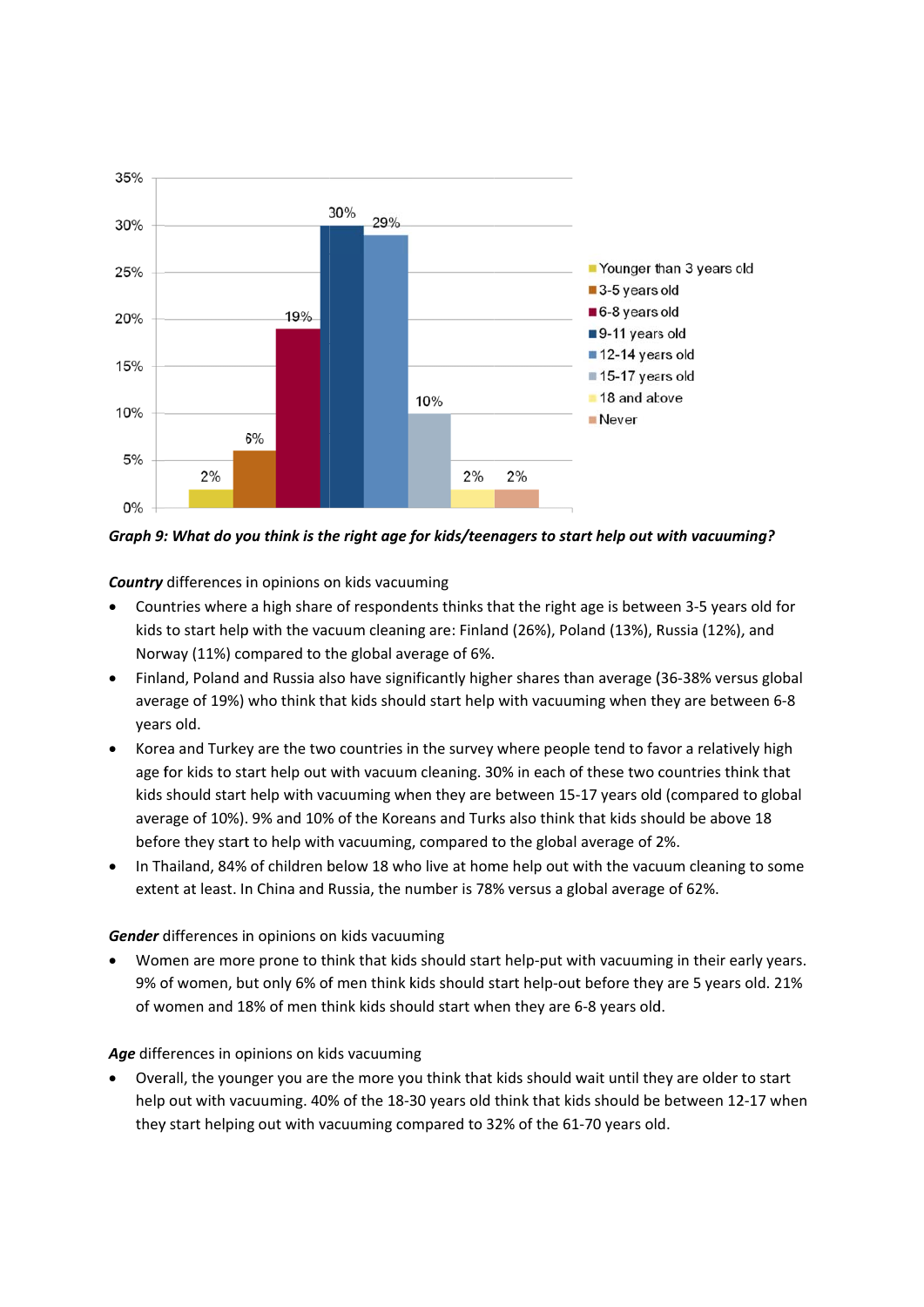| Age | Share |
|---|---|
| Younger than 3 years old | 2% |
| 3-5 years old | 6% |
| 6-8 years old | 19% |
| 9-11 years old | 30% |
| 12-14 years old | 29% |
| 15-17 years old | 10% |
| 18 and above | 2% |
| Never | 2% |

***Graph 9: What do you think is the right age for kids/teenagers to start help out with vacuuming?***

***Country*** differences in opinions on kids vacuuming

- Countries where a high share of respondents thinks that the right age is between 3-5 years old for kids to start help with the vacuum cleaning are: Finland (26%), Poland (13%), Russia (12%), and Norway (11%) compared to the global average of 6%.
- Finland, Poland and Russia also have significantly higher shares than average (36-38% versus global average of 19%) who think that kids should start help with vacuuming when they are between 6-8 years old.
- Korea and Turkey are the two countries in the survey where people tend to favor a relatively high age for kids to start help out with vacuum cleaning. 30% in each of these two countries think that kids should start help with vacuuming when they are between 15-17 years old (compared to global average of 10%). 9% and 10% of the Koreans and Turks also think that kids should be above 18 before they start to help with vacuuming, compared to the global average of 2%.
- In Thailand, 84% of children below 18 who live at home help out with the vacuum cleaning to some extent at least. In China and Russia, the number is 78% versus a global average of 62%.

***Gender*** differences in opinions on kids vacuuming

- Women are more prone to think that kids should start help-put with vacuuming in their early years. 9% of women, but only 6% of men think kids should start help-out before they are 5 years old. 21% of women and 18% of men think kids should start when they are 6-8 years old.

***Age*** differences in opinions on kids vacuuming

- Overall, the younger you are the more you think that kids should wait until they are older to start help out with vacuuming. 40% of the 18-30 years old think that kids should be between 12-17 when they start helping out with vacuuming compared to 32% of the 61-70 years old.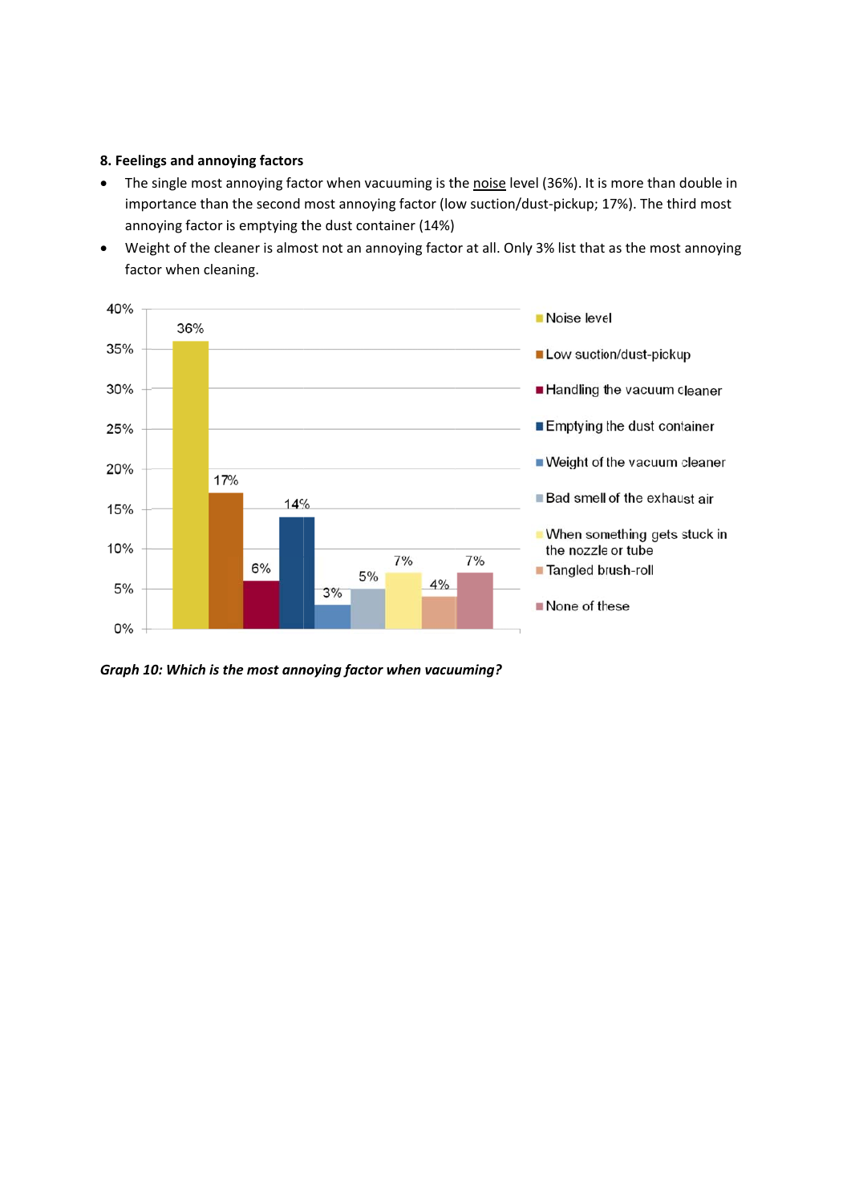**8. Feelings and annoying factors**

- The single most annoying factor when vacuuming is the noise level (36%). It is more than double in importance than the second most annoying factor (low suction/dust-pickup; 17%). The third most annoying factor is emptying the dust container (14%)
- Weight of the cleaner is almost not an annoying factor at all. Only 3% list that as the most annoying factor when cleaning.

| Factor | Percentage |
|---|---|
| Noise level | 36% |
| Low suction/dust-pickup | 17% |
| Handling the vacuum cleaner | 6% |
| Emptying the dust container | 14% |
| Weight of the vacuum cleaner | 3% |
| Bad smell of the exhaust air | 5% |
| When something gets stuck in the nozzle or tube | 7% |
| Tangled brush-roll | 4% |
| None of these | 7% |

***Graph 10: Which is the most annoying factor when vacuuming?***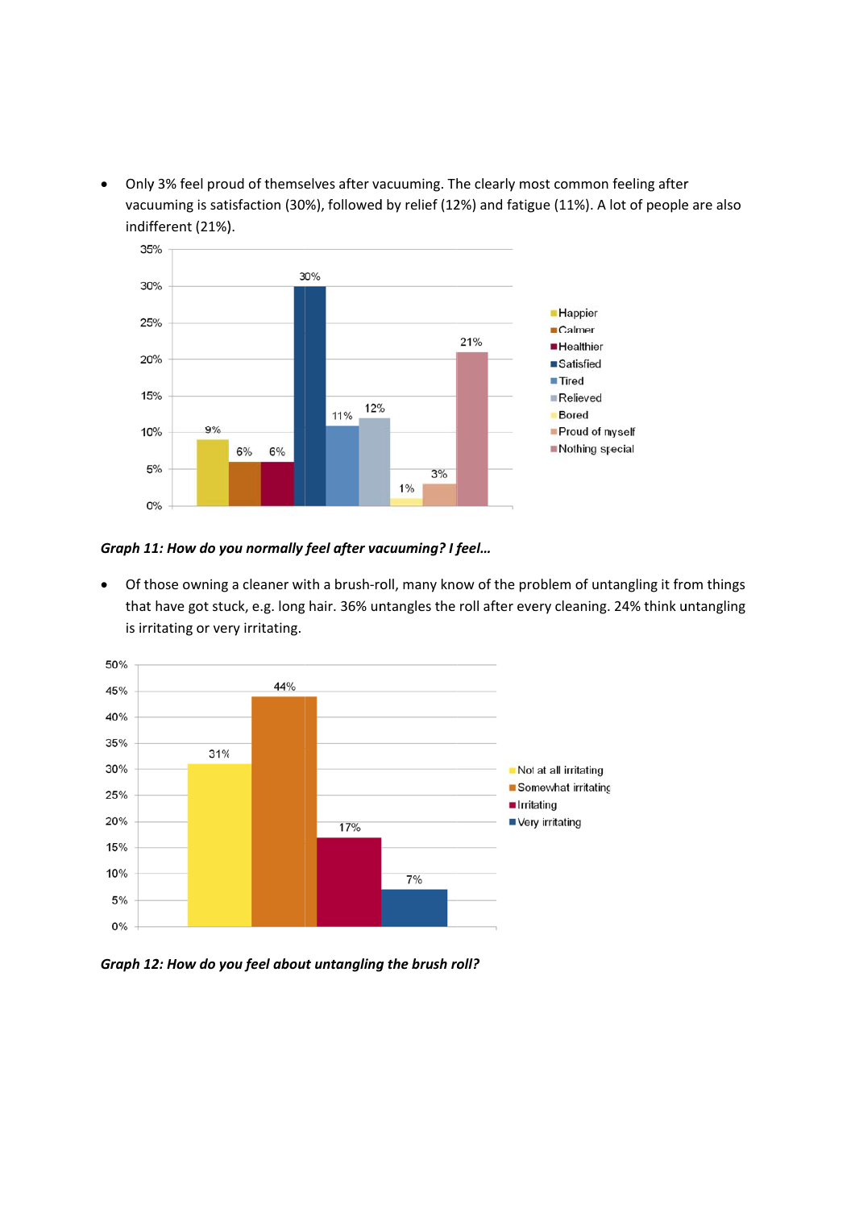- Only 3% feel proud of themselves after vacuuming. The clearly most common feeling after vacuuming is satisfaction (30%), followed by relief (12%) and fatigue (11%). A lot of people are also indifferent (21%).

*Graph 11: How do you normally feel after vacuuming? I feel…*

- Of those owning a cleaner with a brush-roll, many know of the problem of untangling it from things that have got stuck, e.g. long hair. 36% untangles the roll after every cleaning. 24% think untangling is irritating or very irritating.

*Graph 12: How do you feel about untangling the brush roll?*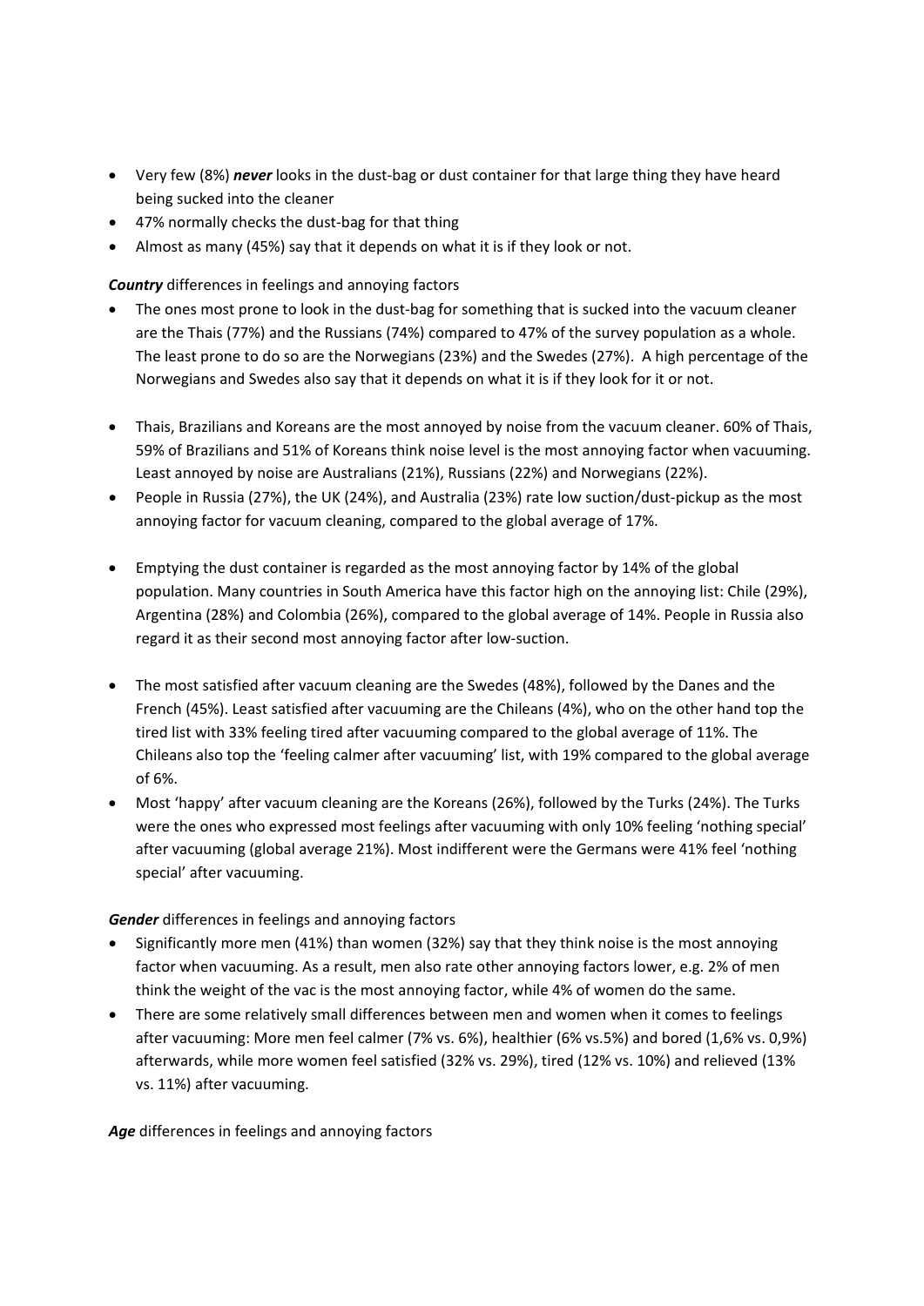- Very few (8%) ***never*** looks in the dust-bag or dust container for that large thing they have heard being sucked into the cleaner
- 47% normally checks the dust-bag for that thing
- Almost as many (45%) say that it depends on what it is if they look or not.

***Country*** differences in feelings and annoying factors

- The ones most prone to look in the dust-bag for something that is sucked into the vacuum cleaner are the Thais (77%) and the Russians (74%) compared to 47% of the survey population as a whole. The least prone to do so are the Norwegians (23%) and the Swedes (27%). A high percentage of the Norwegians and Swedes also say that it depends on what it is if they look for it or not.

- Thais, Brazilians and Koreans are the most annoyed by noise from the vacuum cleaner. 60% of Thais, 59% of Brazilians and 51% of Koreans think noise level is the most annoying factor when vacuuming. Least annoyed by noise are Australians (21%), Russians (22%) and Norwegians (22%).
- People in Russia (27%), the UK (24%), and Australia (23%) rate low suction/dust-pickup as the most annoying factor for vacuum cleaning, compared to the global average of 17%.

- Emptying the dust container is regarded as the most annoying factor by 14% of the global population. Many countries in South America have this factor high on the annoying list: Chile (29%), Argentina (28%) and Colombia (26%), compared to the global average of 14%. People in Russia also regard it as their second most annoying factor after low-suction.

- The most satisfied after vacuum cleaning are the Swedes (48%), followed by the Danes and the French (45%). Least satisfied after vacuuming are the Chileans (4%), who on the other hand top the tired list with 33% feeling tired after vacuuming compared to the global average of 11%. The Chileans also top the 'feeling calmer after vacuuming' list, with 19% compared to the global average of 6%.
- Most 'happy' after vacuum cleaning are the Koreans (26%), followed by the Turks (24%). The Turks were the ones who expressed most feelings after vacuuming with only 10% feeling 'nothing special' after vacuuming (global average 21%). Most indifferent were the Germans were 41% feel 'nothing special' after vacuuming.

***Gender*** differences in feelings and annoying factors

- Significantly more men (41%) than women (32%) say that they think noise is the most annoying factor when vacuuming. As a result, men also rate other annoying factors lower, e.g. 2% of men think the weight of the vac is the most annoying factor, while 4% of women do the same.
- There are some relatively small differences between men and women when it comes to feelings after vacuuming: More men feel calmer (7% vs. 6%), healthier (6% vs.5%) and bored (1,6% vs. 0,9%) afterwards, while more women feel satisfied (32% vs. 29%), tired (12% vs. 10%) and relieved (13% vs. 11%) after vacuuming.

***Age*** differences in feelings and annoying factors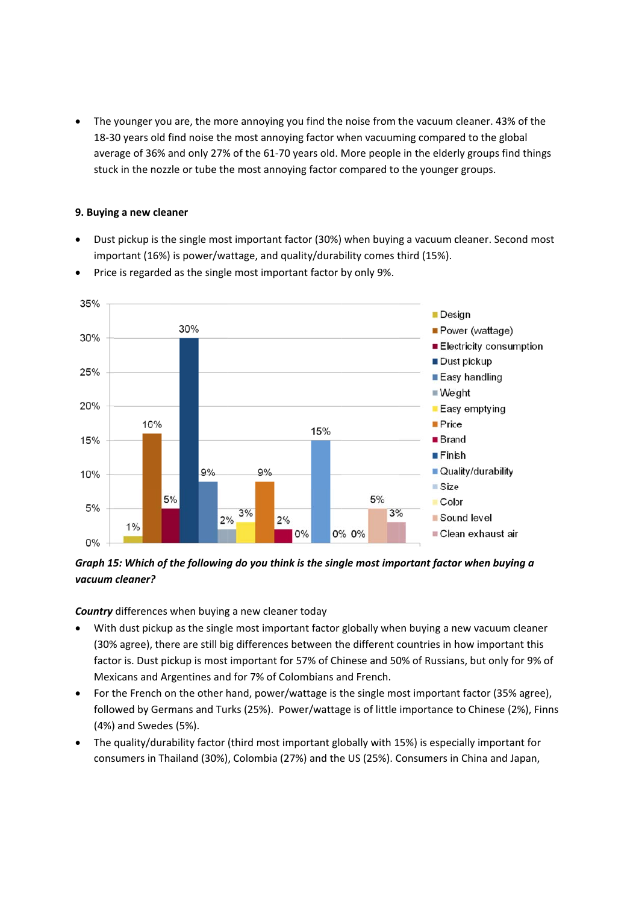- The younger you are, the more annoying you find the noise from the vacuum cleaner. 43% of the 18-30 years old find noise the most annoying factor when vacuuming compared to the global average of 36% and only 27% of the 61-70 years old. More people in the elderly groups find things stuck in the nozzle or tube the most annoying factor compared to the younger groups.

**9. Buying a new cleaner**

- Dust pickup is the single most important factor (30%) when buying a vacuum cleaner. Second most important (16%) is power/wattage, and quality/durability comes third (15%).
- Price is regarded as the single most important factor by only 9%.

| Factor | % |
|---|---|
| Design | 1% |
| Power (wattage) | 16% |
| Electricity consumption | 5% |
| Dust pickup | 30% |
| Easy handling | 9% |
| Weight | 2% |
| Easy emptying | 3% |
| Price | 9% |
| Brand | 2% |
| Finish | 0% |
| Quality/durability | 15% |
| Size | 0% |
| Color | 0% |
| Sound level | 5% |
| Clean exhaust air | 3% |

***Graph 15: Which of the following do you think is the single most important factor when buying a vacuum cleaner?***

***Country*** differences when buying a new cleaner today

- With dust pickup as the single most important factor globally when buying a new vacuum cleaner (30% agree), there are still big differences between the different countries in how important this factor is. Dust pickup is most important for 57% of Chinese and 50% of Russians, but only for 9% of Mexicans and Argentines and for 7% of Colombians and French.
- For the French on the other hand, power/wattage is the single most important factor (35% agree), followed by Germans and Turks (25%). Power/wattage is of little importance to Chinese (2%), Finns (4%) and Swedes (5%).
- The quality/durability factor (third most important globally with 15%) is especially important for consumers in Thailand (30%), Colombia (27%) and the US (25%). Consumers in China and Japan,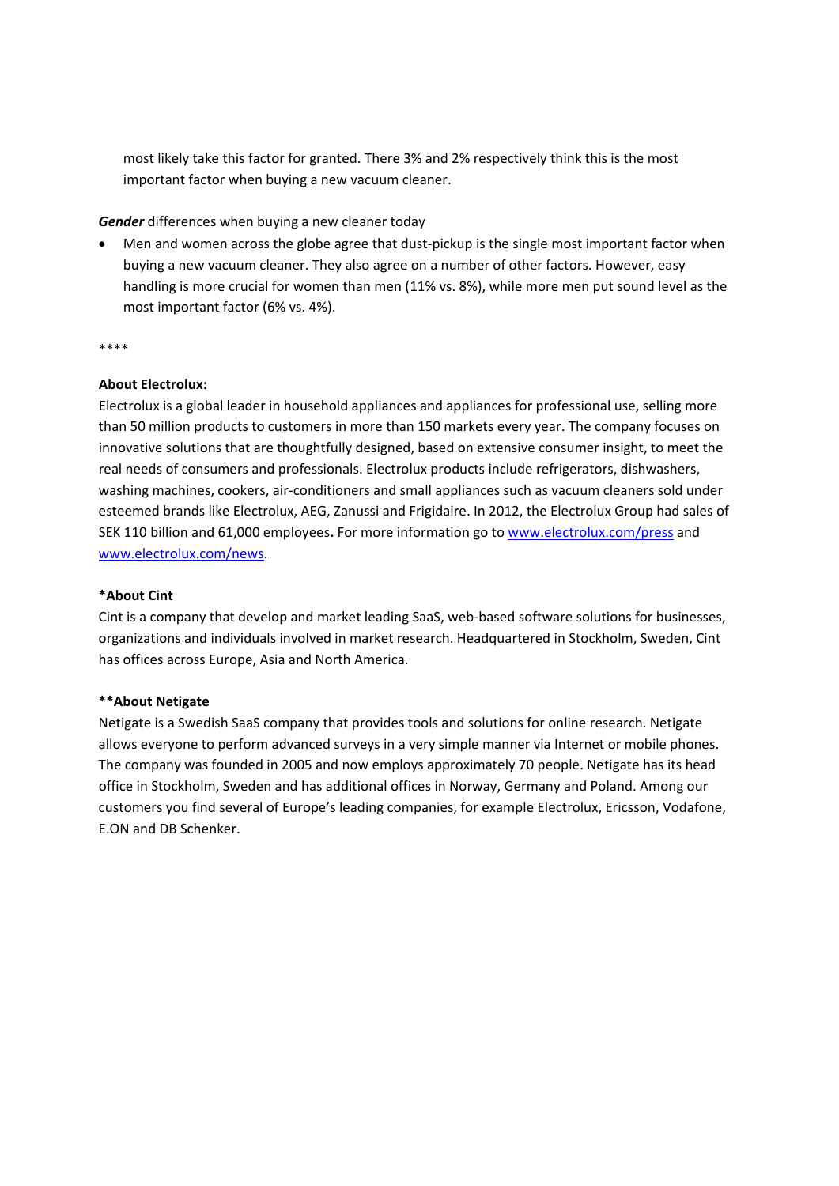most likely take this factor for granted. There 3% and 2% respectively think this is the most important factor when buying a new vacuum cleaner.

***Gender*** differences when buying a new cleaner today

- Men and women across the globe agree that dust-pickup is the single most important factor when buying a new vacuum cleaner. They also agree on a number of other factors. However, easy handling is more crucial for women than men (11% vs. 8%), while more men put sound level as the most important factor (6% vs. 4%).

****

**About Electrolux:**

Electrolux is a global leader in household appliances and appliances for professional use, selling more than 50 million products to customers in more than 150 markets every year. The company focuses on innovative solutions that are thoughtfully designed, based on extensive consumer insight, to meet the real needs of consumers and professionals. Electrolux products include refrigerators, dishwashers, washing machines, cookers, air-conditioners and small appliances such as vacuum cleaners sold under esteemed brands like Electrolux, AEG, Zanussi and Frigidaire. In 2012, the Electrolux Group had sales of SEK 110 billion and 61,000 employees**.** For more information go to [www.electrolux.com/press](http://www.electrolux.com/press) and [www.electrolux.com/news](http://www.electrolux.com/news).

**\*About Cint**

Cint is a company that develop and market leading SaaS, web-based software solutions for businesses, organizations and individuals involved in market research. Headquartered in Stockholm, Sweden, Cint has offices across Europe, Asia and North America.

**\*\*About Netigate**

Netigate is a Swedish SaaS company that provides tools and solutions for online research. Netigate allows everyone to perform advanced surveys in a very simple manner via Internet or mobile phones. The company was founded in 2005 and now employs approximately 70 people. Netigate has its head office in Stockholm, Sweden and has additional offices in Norway, Germany and Poland. Among our customers you find several of Europe's leading companies, for example Electrolux, Ericsson, Vodafone, E.ON and DB Schenker.